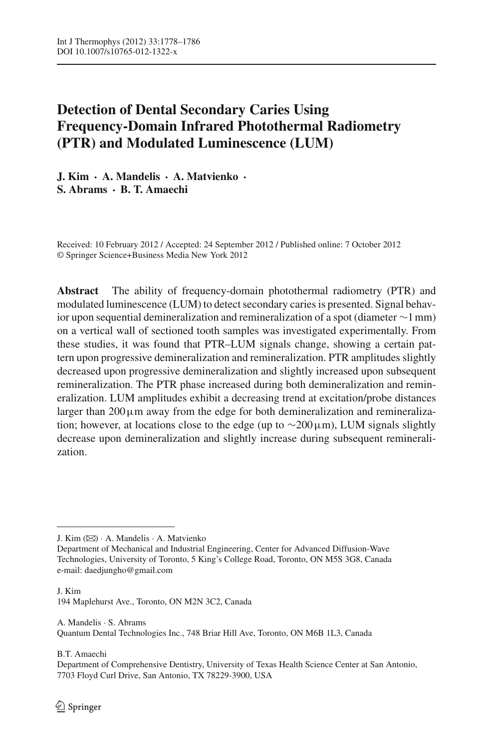# Detection of Dental Secondary Caries Using Frequency-Domain Infrared Photothermal Radiometry (PTR) and Modulated Luminescence (LUM)

**J. Kim · A. Mandelis · A. Matvienko · S. Abrams · B. T. Amaechi**

Received: 10 February 2012 / Accepted: 24 September 2012 / Published online: 7 October 2012
© Springer Science+Business Media New York 2012

**Abstract** The ability of frequency-domain photothermal radiometry (PTR) and modulated luminescence (LUM) to detect secondary caries is presented. Signal behavior upon sequential demineralization and remineralization of a spot (diameter ∼1 mm) on a vertical wall of sectioned tooth samples was investigated experimentally. From these studies, it was found that PTR–LUM signals change, showing a certain pattern upon progressive demineralization and remineralization. PTR amplitudes slightly decreased upon progressive demineralization and slightly increased upon subsequent remineralization. The PTR phase increased during both demineralization and remineralization. LUM amplitudes exhibit a decreasing trend at excitation/probe distances larger than 200 μm away from the edge for both demineralization and remineralization; however, at locations close to the edge (up to ∼200 μm), LUM signals slightly decrease upon demineralization and slightly increase during subsequent remineralization.

---

J. Kim (✉) · A. Mandelis · A. Matvienko
Department of Mechanical and Industrial Engineering, Center for Advanced Diffusion-Wave Technologies, University of Toronto, 5 King's College Road, Toronto, ON M5S 3G8, Canada
e-mail: daedjungho@gmail.com

J. Kim
194 Maplehurst Ave., Toronto, ON M2N 3C2, Canada

A. Mandelis · S. Abrams
Quantum Dental Technologies Inc., 748 Briar Hill Ave, Toronto, ON M6B 1L3, Canada

B.T. Amaechi
Department of Comprehensive Dentistry, University of Texas Health Science Center at San Antonio, 7703 Floyd Curl Drive, San Antonio, TX 78229-3900, USA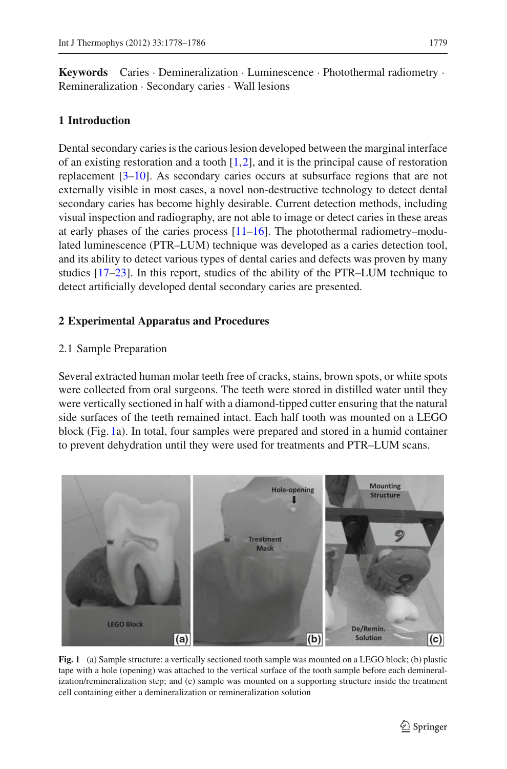**Keywords** Caries · Demineralization · Luminescence · Photothermal radiometry · Remineralization · Secondary caries · Wall lesions

## 1 Introduction

Dental secondary caries is the carious lesion developed between the marginal interface of an existing restoration and a tooth [1,2], and it is the principal cause of restoration replacement [3–10]. As secondary caries occurs at subsurface regions that are not externally visible in most cases, a novel non-destructive technology to detect dental secondary caries has become highly desirable. Current detection methods, including visual inspection and radiography, are not able to image or detect caries in these areas at early phases of the caries process [11–16]. The photothermal radiometry–modulated luminescence (PTR–LUM) technique was developed as a caries detection tool, and its ability to detect various types of dental caries and defects was proven by many studies [17–23]. In this report, studies of the ability of the PTR–LUM technique to detect artificially developed dental secondary caries are presented.

## 2 Experimental Apparatus and Procedures

### 2.1 Sample Preparation

Several extracted human molar teeth free of cracks, stains, brown spots, or white spots were collected from oral surgeons. The teeth were stored in distilled water until they were vertically sectioned in half with a diamond-tipped cutter ensuring that the natural side surfaces of the teeth remained intact. Each half tooth was mounted on a LEGO block (Fig. 1a). In total, four samples were prepared and stored in a humid container to prevent dehydration until they were used for treatments and PTR–LUM scans.

**Fig. 1** (a) Sample structure: a vertically sectioned tooth sample was mounted on a LEGO block; (b) plastic tape with a hole (opening) was attached to the vertical surface of the tooth sample before each demineralization/remineralization step; and (c) sample was mounted on a supporting structure inside the treatment cell containing either a demineralization or remineralization solution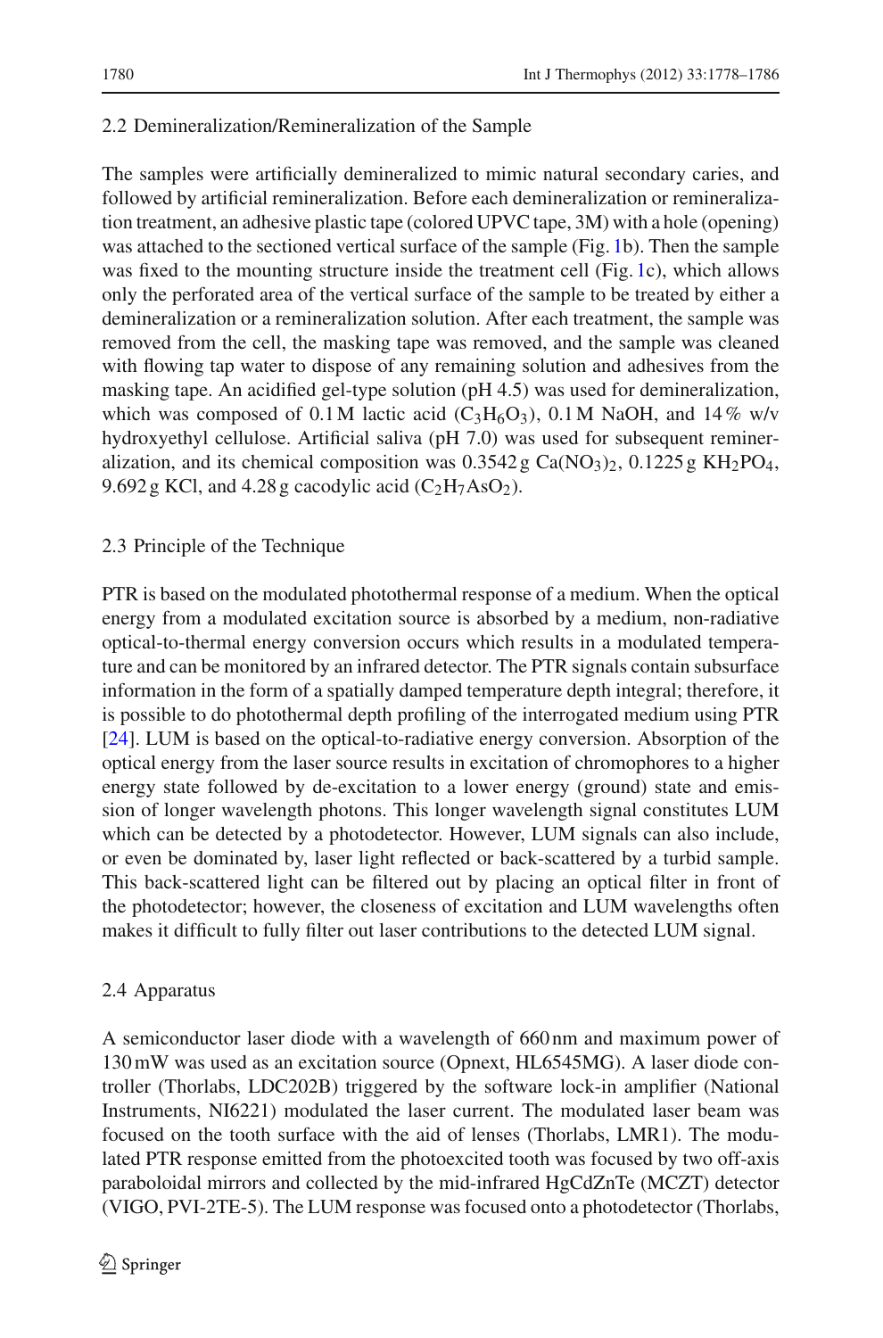### 2.2 Demineralization/Remineralization of the Sample

The samples were artificially demineralized to mimic natural secondary caries, and followed by artificial remineralization. Before each demineralization or remineralization treatment, an adhesive plastic tape (colored UPVC tape, 3M) with a hole (opening) was attached to the sectioned vertical surface of the sample (Fig. 1b). Then the sample was fixed to the mounting structure inside the treatment cell (Fig. 1c), which allows only the perforated area of the vertical surface of the sample to be treated by either a demineralization or a remineralization solution. After each treatment, the sample was removed from the cell, the masking tape was removed, and the sample was cleaned with flowing tap water to dispose of any remaining solution and adhesives from the masking tape. An acidified gel-type solution (pH 4.5) was used for demineralization, which was composed of 0.1 M lactic acid ($C_3H_6O_3$), 0.1 M NaOH, and 14 % w/v hydroxyethyl cellulose. Artificial saliva (pH 7.0) was used for subsequent remineralization, and its chemical composition was 0.3542 g $Ca(NO_3)_2$, 0.1225 g $KH_2PO_4$, 9.692 g KCl, and 4.28 g cacodylic acid ($C_2H_7AsO_2$).

### 2.3 Principle of the Technique

PTR is based on the modulated photothermal response of a medium. When the optical energy from a modulated excitation source is absorbed by a medium, non-radiative optical-to-thermal energy conversion occurs which results in a modulated temperature and can be monitored by an infrared detector. The PTR signals contain subsurface information in the form of a spatially damped temperature depth integral; therefore, it is possible to do photothermal depth profiling of the interrogated medium using PTR [24]. LUM is based on the optical-to-radiative energy conversion. Absorption of the optical energy from the laser source results in excitation of chromophores to a higher energy state followed by de-excitation to a lower energy (ground) state and emission of longer wavelength photons. This longer wavelength signal constitutes LUM which can be detected by a photodetector. However, LUM signals can also include, or even be dominated by, laser light reflected or back-scattered by a turbid sample. This back-scattered light can be filtered out by placing an optical filter in front of the photodetector; however, the closeness of excitation and LUM wavelengths often makes it difficult to fully filter out laser contributions to the detected LUM signal.

### 2.4 Apparatus

A semiconductor laser diode with a wavelength of 660 nm and maximum power of 130 mW was used as an excitation source (Opnext, HL6545MG). A laser diode controller (Thorlabs, LDC202B) triggered by the software lock-in amplifier (National Instruments, NI6221) modulated the laser current. The modulated laser beam was focused on the tooth surface with the aid of lenses (Thorlabs, LMR1). The modulated PTR response emitted from the photoexcited tooth was focused by two off-axis paraboloidal mirrors and collected by the mid-infrared HgCdZnTe (MCZT) detector (VIGO, PVI-2TE-5). The LUM response was focused onto a photodetector (Thorlabs,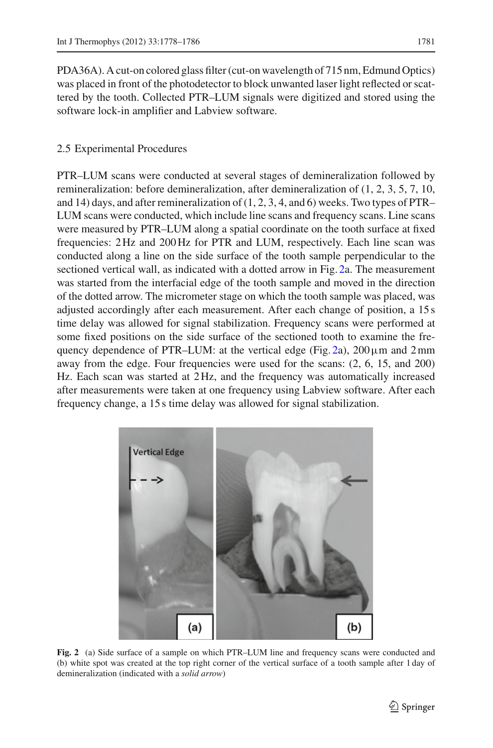PDA36A). A cut-on colored glass filter (cut-on wavelength of 715 nm, Edmund Optics) was placed in front of the photodetector to block unwanted laser light reflected or scattered by the tooth. Collected PTR–LUM signals were digitized and stored using the software lock-in amplifier and Labview software.

### 2.5 Experimental Procedures

PTR–LUM scans were conducted at several stages of demineralization followed by remineralization: before demineralization, after demineralization of (1, 2, 3, 5, 7, 10, and 14) days, and after remineralization of (1, 2, 3, 4, and 6) weeks. Two types of PTR–LUM scans were conducted, which include line scans and frequency scans. Line scans were measured by PTR–LUM along a spatial coordinate on the tooth surface at fixed frequencies: 2 Hz and 200 Hz for PTR and LUM, respectively. Each line scan was conducted along a line on the side surface of the tooth sample perpendicular to the sectioned vertical wall, as indicated with a dotted arrow in Fig. 2a. The measurement was started from the interfacial edge of the tooth sample and moved in the direction of the dotted arrow. The micrometer stage on which the tooth sample was placed, was adjusted accordingly after each measurement. After each change of position, a 15 s time delay was allowed for signal stabilization. Frequency scans were performed at some fixed positions on the side surface of the sectioned tooth to examine the frequency dependence of PTR–LUM: at the vertical edge (Fig. 2a), 200 $\mu$m and 2 mm away from the edge. Four frequencies were used for the scans: (2, 6, 15, and 200) Hz. Each scan was started at 2 Hz, and the frequency was automatically increased after measurements were taken at one frequency using Labview software. After each frequency change, a 15 s time delay was allowed for signal stabilization.

**Fig. 2** (a) Side surface of a sample on which PTR–LUM line and frequency scans were conducted and (b) white spot was created at the top right corner of the vertical surface of a tooth sample after 1 day of demineralization (indicated with a *solid arrow*)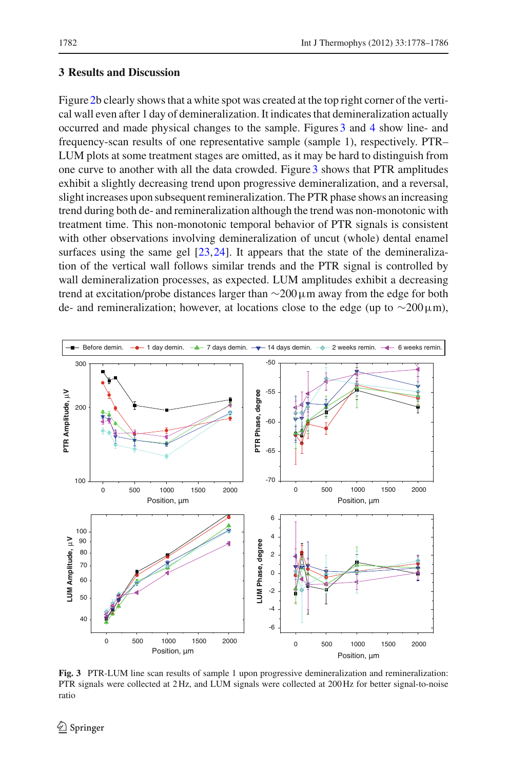## 3 Results and Discussion

Figure 2b clearly shows that a white spot was created at the top right corner of the vertical wall even after 1 day of demineralization. It indicates that demineralization actually occurred and made physical changes to the sample. Figures 3 and 4 show line- and frequency-scan results of one representative sample (sample 1), respectively. PTR–LUM plots at some treatment stages are omitted, as it may be hard to distinguish from one curve to another with all the data crowded. Figure 3 shows that PTR amplitudes exhibit a slightly decreasing trend upon progressive demineralization, and a reversal, slight increases upon subsequent remineralization. The PTR phase shows an increasing trend during both de- and remineralization although the trend was non-monotonic with treatment time. This non-monotonic temporal behavior of PTR signals is consistent with other observations involving demineralization of uncut (whole) dental enamel surfaces using the same gel [23,24]. It appears that the state of the demineralization of the vertical wall follows similar trends and the PTR signal is controlled by wall demineralization processes, as expected. LUM amplitudes exhibit a decreasing trend at excitation/probe distances larger than ∼200 µm away from the edge for both de- and remineralization; however, at locations close to the edge (up to ∼200 µm),

**Fig. 3** PTR-LUM line scan results of sample 1 upon progressive demineralization and remineralization: PTR signals were collected at 2 Hz, and LUM signals were collected at 200 Hz for better signal-to-noise ratio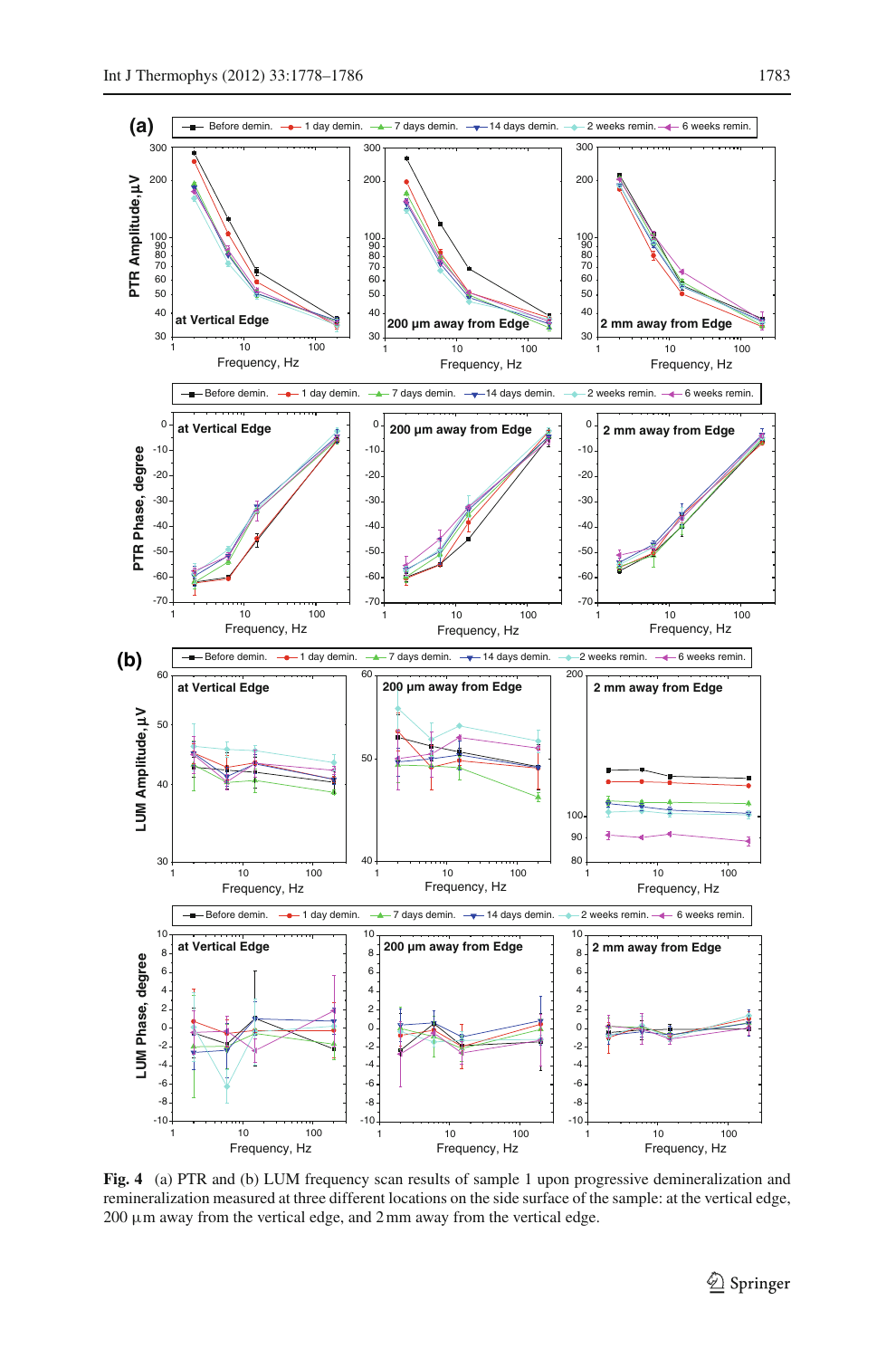Fig. 4 (a) PTR and (b) LUM frequency scan results of sample 1 upon progressive demineralization and remineralization measured at three different locations on the side surface of the sample: at the vertical edge, 200 µm away from the vertical edge, and 2 mm away from the vertical edge.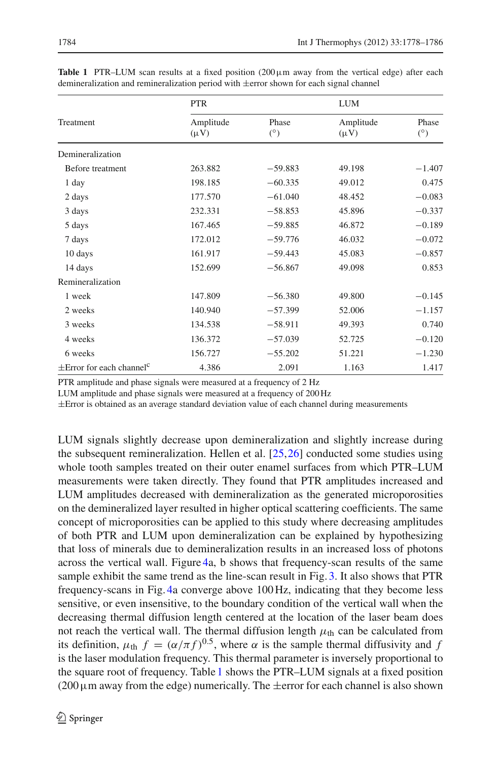**Table 1** PTR–LUM scan results at a fixed position (200 μm away from the vertical edge) after each demineralization and remineralization period with ±error shown for each signal channel

| Treatment | PTR | | LUM | |
|---|---|---|---|---|
| | Amplitude (μV) | Phase (°) | Amplitude (μV) | Phase (°) |
| Demineralization | | | | |
| Before treatment | 263.882 | −59.883 | 49.198 | −1.407 |
| 1 day | 198.185 | −60.335 | 49.012 | 0.475 |
| 2 days | 177.570 | −61.040 | 48.452 | −0.083 |
| 3 days | 232.331 | −58.853 | 45.896 | −0.337 |
| 5 days | 167.465 | −59.885 | 46.872 | −0.189 |
| 7 days | 172.012 | −59.776 | 46.032 | −0.072 |
| 10 days | 161.917 | −59.443 | 45.083 | −0.857 |
| 14 days | 152.699 | −56.867 | 49.098 | 0.853 |
| Remineralization | | | | |
| 1 week | 147.809 | −56.380 | 49.800 | −0.145 |
| 2 weeks | 140.940 | −57.399 | 52.006 | −1.157 |
| 3 weeks | 134.538 | −58.911 | 49.393 | 0.740 |
| 4 weeks | 136.372 | −57.039 | 52.725 | −0.120 |
| 6 weeks | 156.727 | −55.202 | 51.221 | −1.230 |
| ±Error for each channel[c] | 4.386 | 2.091 | 1.163 | 1.417 |

PTR amplitude and phase signals were measured at a frequency of 2 Hz

LUM amplitude and phase signals were measured at a frequency of 200 Hz

±Error is obtained as an average standard deviation value of each channel during measurements

LUM signals slightly decrease upon demineralization and slightly increase during the subsequent remineralization. Hellen et al. [25,26] conducted some studies using whole tooth samples treated on their outer enamel surfaces from which PTR–LUM measurements were taken directly. They found that PTR amplitudes increased and LUM amplitudes decreased with demineralization as the generated microporosities on the demineralized layer resulted in higher optical scattering coefficients. The same concept of microporosities can be applied to this study where decreasing amplitudes of both PTR and LUM upon demineralization can be explained by hypothesizing that loss of minerals due to demineralization results in an increased loss of photons across the vertical wall. Figure 4a, b shows that frequency-scan results of the same sample exhibit the same trend as the line-scan result in Fig. 3. It also shows that PTR frequency-scans in Fig. 4a converge above 100 Hz, indicating that they become less sensitive, or even insensitive, to the boundary condition of the vertical wall when the decreasing thermal diffusion length centered at the location of the laser beam does not reach the vertical wall. The thermal diffusion length $\mu_{\text{th}}$ can be calculated from its definition, $\mu_{\text{th}}\ f = (\alpha/\pi f)^{0.5}$, where $\alpha$ is the sample thermal diffusivity and $f$ is the laser modulation frequency. This thermal parameter is inversely proportional to the square root of frequency. Table 1 shows the PTR–LUM signals at a fixed position (200 μm away from the edge) numerically. The ±error for each channel is also shown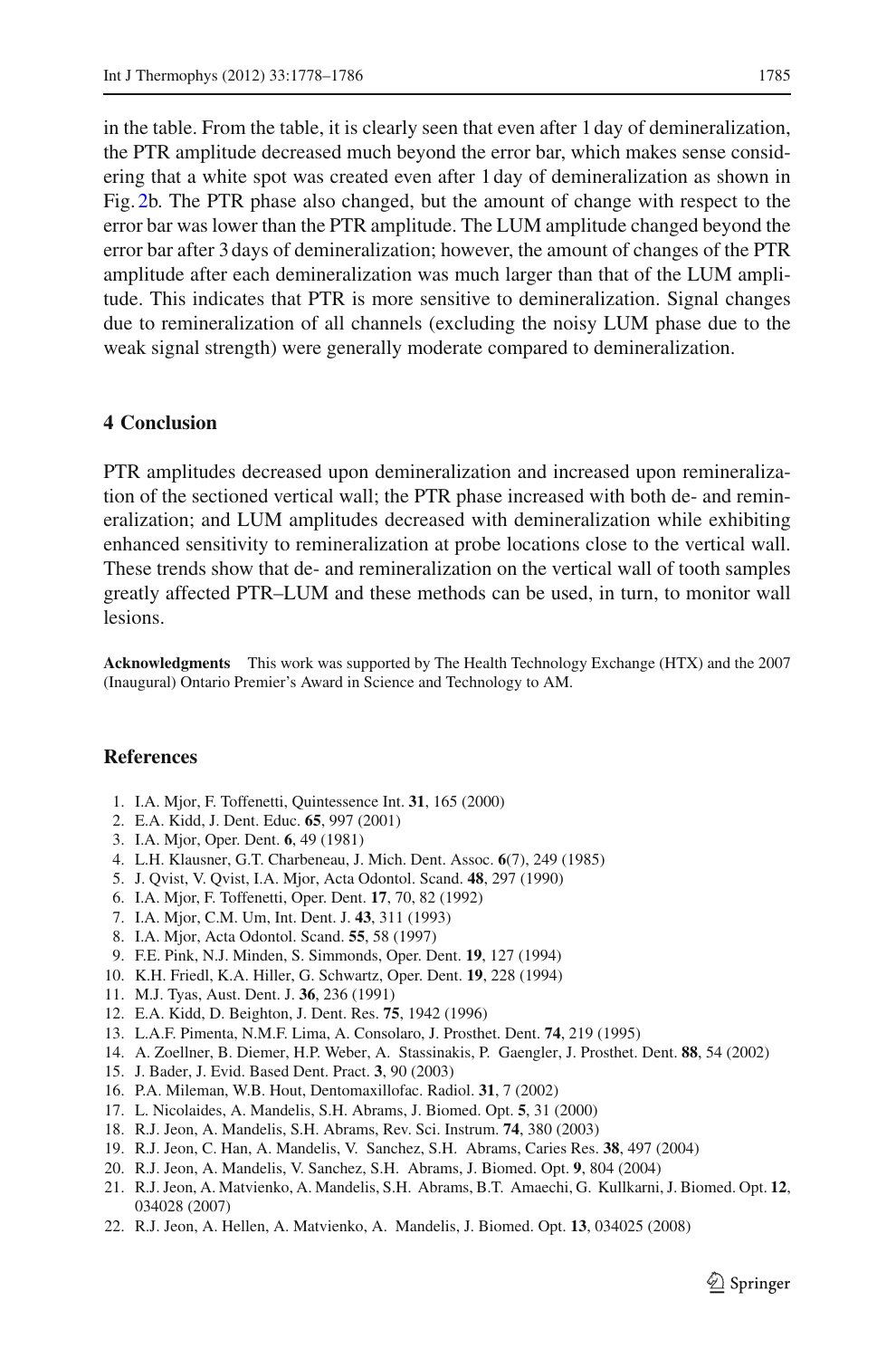in the table. From the table, it is clearly seen that even after 1 day of demineralization, the PTR amplitude decreased much beyond the error bar, which makes sense considering that a white spot was created even after 1 day of demineralization as shown in Fig. 2b. The PTR phase also changed, but the amount of change with respect to the error bar was lower than the PTR amplitude. The LUM amplitude changed beyond the error bar after 3 days of demineralization; however, the amount of changes of the PTR amplitude after each demineralization was much larger than that of the LUM amplitude. This indicates that PTR is more sensitive to demineralization. Signal changes due to remineralization of all channels (excluding the noisy LUM phase due to the weak signal strength) were generally moderate compared to demineralization.

## 4 Conclusion

PTR amplitudes decreased upon demineralization and increased upon remineralization of the sectioned vertical wall; the PTR phase increased with both de- and remineralization; and LUM amplitudes decreased with demineralization while exhibiting enhanced sensitivity to remineralization at probe locations close to the vertical wall. These trends show that de- and remineralization on the vertical wall of tooth samples greatly affected PTR–LUM and these methods can be used, in turn, to monitor wall lesions.

**Acknowledgments** This work was supported by The Health Technology Exchange (HTX) and the 2007 (Inaugural) Ontario Premier's Award in Science and Technology to AM.

## References

1. I.A. Mjor, F. Toffenetti, Quintessence Int. **31**, 165 (2000)
2. E.A. Kidd, J. Dent. Educ. **65**, 997 (2001)
3. I.A. Mjor, Oper. Dent. **6**, 49 (1981)
4. L.H. Klausner, G.T. Charbeneau, J. Mich. Dent. Assoc. **6**(7), 249 (1985)
5. J. Qvist, V. Qvist, I.A. Mjor, Acta Odontol. Scand. **48**, 297 (1990)
6. I.A. Mjor, F. Toffenetti, Oper. Dent. **17**, 70, 82 (1992)
7. I.A. Mjor, C.M. Um, Int. Dent. J. **43**, 311 (1993)
8. I.A. Mjor, Acta Odontol. Scand. **55**, 58 (1997)
9. F.E. Pink, N.J. Minden, S. Simmonds, Oper. Dent. **19**, 127 (1994)
10. K.H. Friedl, K.A. Hiller, G. Schwartz, Oper. Dent. **19**, 228 (1994)
11. M.J. Tyas, Aust. Dent. J. **36**, 236 (1991)
12. E.A. Kidd, D. Beighton, J. Dent. Res. **75**, 1942 (1996)
13. L.A.F. Pimenta, N.M.F. Lima, A. Consolaro, J. Prosthet. Dent. **74**, 219 (1995)
14. A. Zoellner, B. Diemer, H.P. Weber, A. Stassinakis, P. Gaengler, J. Prosthet. Dent. **88**, 54 (2002)
15. J. Bader, J. Evid. Based Dent. Pract. **3**, 90 (2003)
16. P.A. Mileman, W.B. Hout, Dentomaxillofac. Radiol. **31**, 7 (2002)
17. L. Nicolaides, A. Mandelis, S.H. Abrams, J. Biomed. Opt. **5**, 31 (2000)
18. R.J. Jeon, A. Mandelis, S.H. Abrams, Rev. Sci. Instrum. **74**, 380 (2003)
19. R.J. Jeon, C. Han, A. Mandelis, V. Sanchez, S.H. Abrams, Caries Res. **38**, 497 (2004)
20. R.J. Jeon, A. Mandelis, V. Sanchez, S.H. Abrams, J. Biomed. Opt. **9**, 804 (2004)
21. R.J. Jeon, A. Matvienko, A. Mandelis, S.H. Abrams, B.T. Amaechi, G. Kullkarni, J. Biomed. Opt. **12**, 034028 (2007)
22. R.J. Jeon, A. Hellen, A. Matvienko, A. Mandelis, J. Biomed. Opt. **13**, 034025 (2008)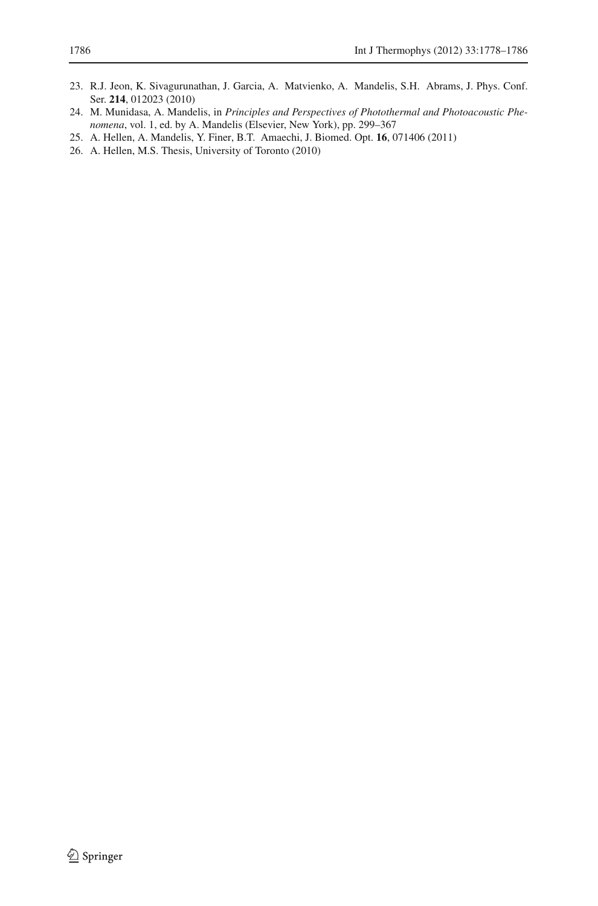23. R.J. Jeon, K. Sivagurunathan, J. Garcia, A. Matvienko, A. Mandelis, S.H. Abrams, J. Phys. Conf. Ser. **214**, 012023 (2010)
24. M. Munidasa, A. Mandelis, in *Principles and Perspectives of Photothermal and Photoacoustic Phenomena*, vol. 1, ed. by A. Mandelis (Elsevier, New York), pp. 299–367
25. A. Hellen, A. Mandelis, Y. Finer, B.T. Amaechi, J. Biomed. Opt. **16**, 071406 (2011)
26. A. Hellen, M.S. Thesis, University of Toronto (2010)